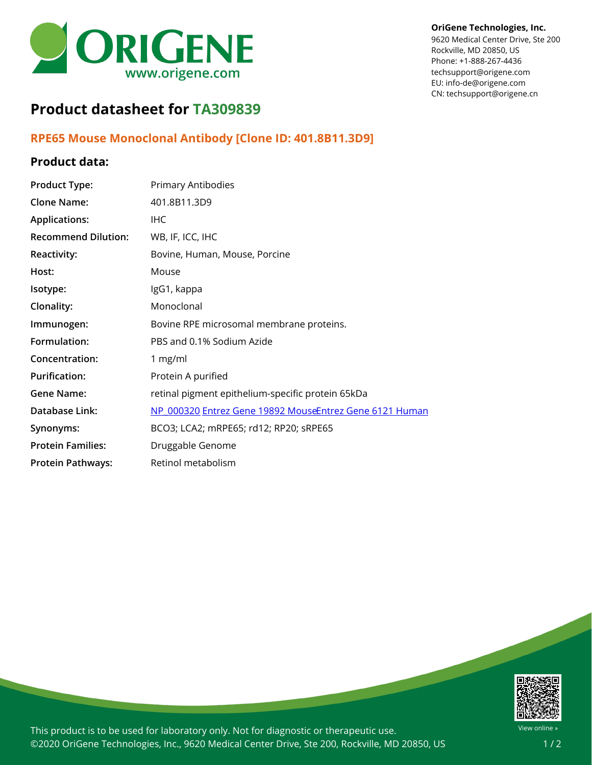OriGene Technologies, Inc.
9620 Medical Center Drive, Ste 200
Rockville, MD 20850, US
Phone: +1-888-267-4436
techsupport@origene.com
EU: info-de@origene.com
CN: techsupport@origene.cn

# Product datasheet for TA309839

## RPE65 Mouse Monoclonal Antibody [Clone ID: 401.8B11.3D9]

### Product data:

| | |
|---|---|
| **Product Type:** | Primary Antibodies |
| **Clone Name:** | 401.8B11.3D9 |
| **Applications:** | IHC |
| **Recommend Dilution:** | WB, IF, ICC, IHC |
| **Reactivity:** | Bovine, Human, Mouse, Porcine |
| **Host:** | Mouse |
| **Isotype:** | IgG1, kappa |
| **Clonality:** | Monoclonal |
| **Immunogen:** | Bovine RPE microsomal membrane proteins. |
| **Formulation:** | PBS and 0.1% Sodium Azide |
| **Concentration:** | 1 mg/ml |
| **Purification:** | Protein A purified |
| **Gene Name:** | retinal pigment epithelium-specific protein 65kDa |
| **Database Link:** | NP_000320 Entrez Gene 19892 Mouse Entrez Gene 6121 Human |
| **Synonyms:** | BCO3; LCA2; mRPE65; rd12; RP20; sRPE65 |
| **Protein Families:** | Druggable Genome |
| **Protein Pathways:** | Retinol metabolism |

This product is to be used for laboratory only. Not for diagnostic or therapeutic use.
©2020 OriGene Technologies, Inc., 9620 Medical Center Drive, Ste 200, Rockville, MD 20850, US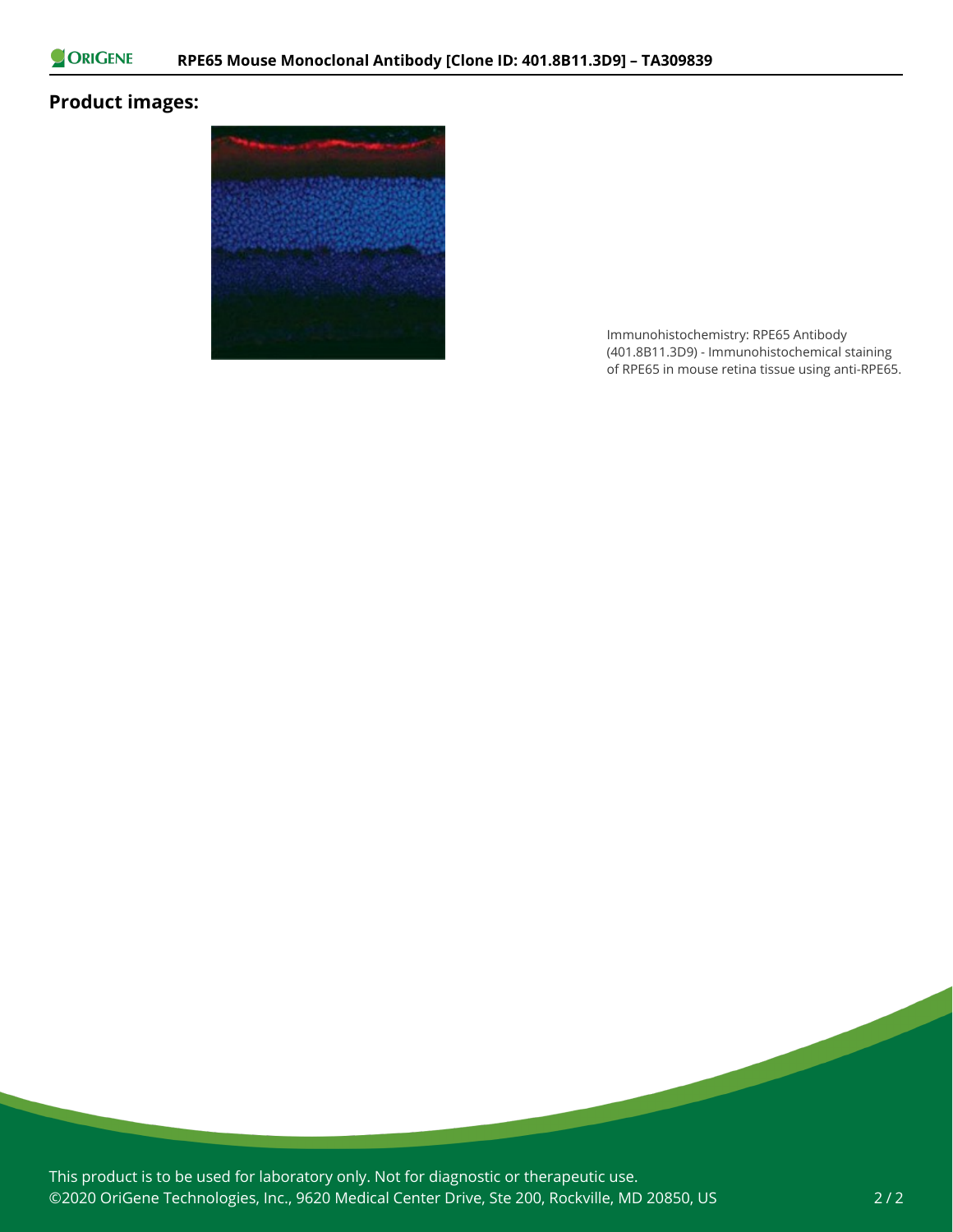## Product images:

Immunohistochemistry: RPE65 Antibody (401.8B11.3D9) - Immunohistochemical staining of RPE65 in mouse retina tissue using anti-RPE65.

This product is to be used for laboratory only. Not for diagnostic or therapeutic use.
©2020 OriGene Technologies, Inc., 9620 Medical Center Drive, Ste 200, Rockville, MD 20850, US